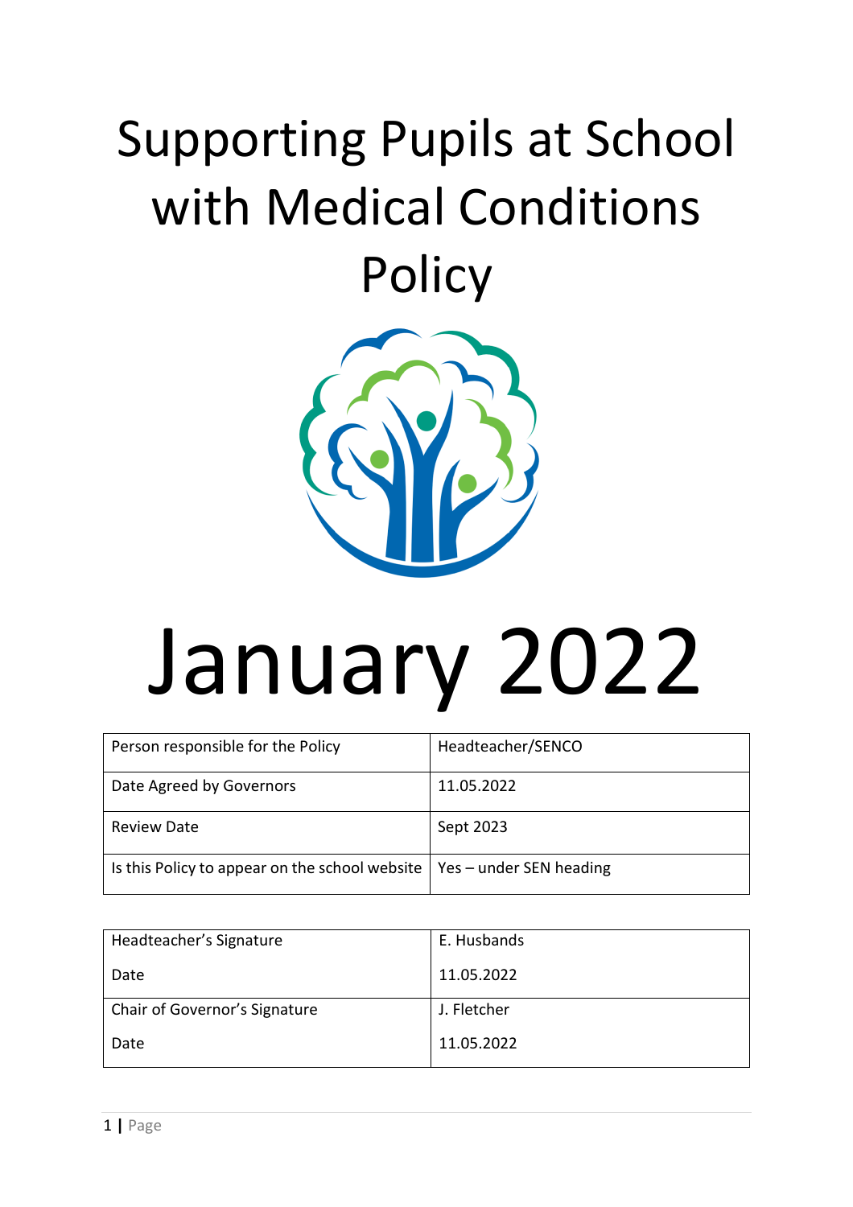# Supporting Pupils at School with Medical Conditions Policy

# January 2022

| Person responsible for the Policy | Headteacher/SENCO |
|---|---|
| Date Agreed by Governors | 11.05.2022 |
| Review Date | Sept 2023 |
| Is this Policy to appear on the school website | Yes – under SEN heading |

| Headteacher's Signature<br>Date | E. Husbands<br>11.05.2022 |
|---|---|
| Chair of Governor's Signature<br>Date | J. Fletcher<br>11.05.2022 |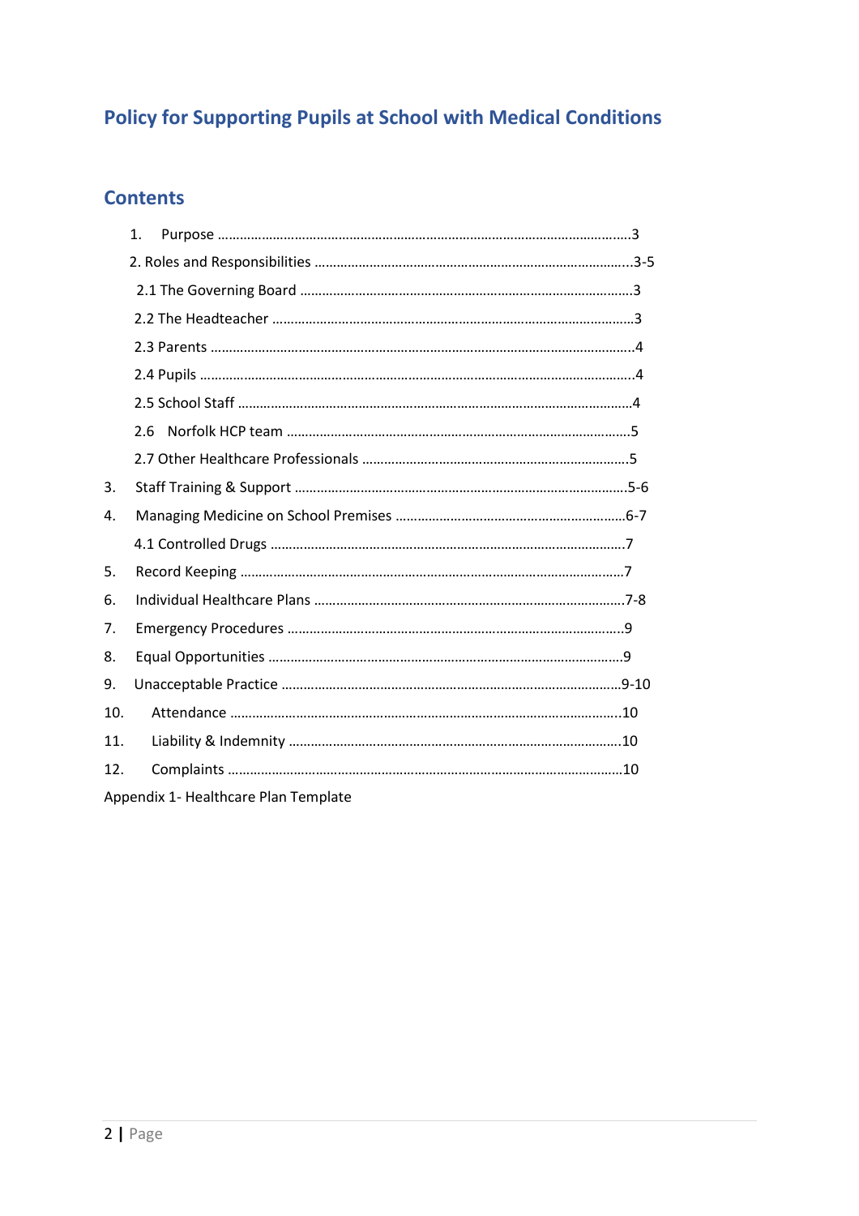# Policy for Supporting Pupils at School with Medical Conditions

## Contents

1. Purpose ........................................................................................................3
2. Roles and Responsibilities ......................................................................3-5
   - 2.1 The Governing Board .........................................................................3
   - 2.2 The Headteacher ................................................................................3
   - 2.3 Parents ...............................................................................................4
   - 2.4 Pupils .................................................................................................4
   - 2.5 School Staff ........................................................................................4
   - 2.6 Norfolk HCP team ................................................................................5
   - 2.7 Other Healthcare Professionals ...........................................................5
3. Staff Training & Support ..........................................................................5-6
4. Managing Medicine on School Premises ...................................................6-7
   - 4.1 Controlled Drugs ...................................................................................7
5. Record Keeping ..........................................................................................7
6. Individual Healthcare Plans ......................................................................7-8
7. Emergency Procedures ..............................................................................9
8. Equal Opportunities ...................................................................................9
9. Unacceptable Practice ..............................................................................9-10
10. Attendance ...............................................................................................10
11. Liability & Indemnity ...............................................................................10
12. Complaints ...............................................................................................10

Appendix 1- Healthcare Plan Template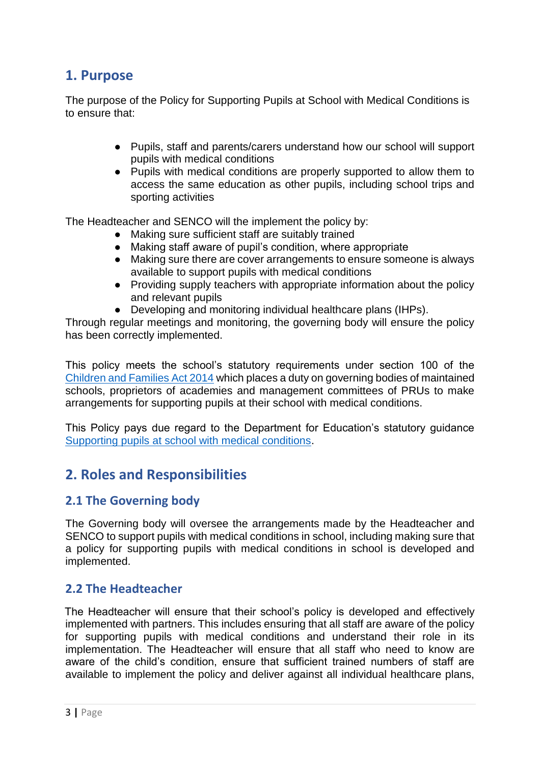## 1. Purpose

The purpose of the Policy for Supporting Pupils at School with Medical Conditions is to ensure that:

- Pupils, staff and parents/carers understand how our school will support pupils with medical conditions
- Pupils with medical conditions are properly supported to allow them to access the same education as other pupils, including school trips and sporting activities

The Headteacher and SENCO will the implement the policy by:

- Making sure sufficient staff are suitably trained
- Making staff aware of pupil's condition, where appropriate
- Making sure there are cover arrangements to ensure someone is always available to support pupils with medical conditions
- Providing supply teachers with appropriate information about the policy and relevant pupils
- Developing and monitoring individual healthcare plans (IHPs).

Through regular meetings and monitoring, the governing body will ensure the policy has been correctly implemented.

This policy meets the school's statutory requirements under section 100 of the Children and Families Act 2014 which places a duty on governing bodies of maintained schools, proprietors of academies and management committees of PRUs to make arrangements for supporting pupils at their school with medical conditions.

This Policy pays due regard to the Department for Education's statutory guidance Supporting pupils at school with medical conditions.

## 2. Roles and Responsibilities

### 2.1 The Governing body

The Governing body will oversee the arrangements made by the Headteacher and SENCO to support pupils with medical conditions in school, including making sure that a policy for supporting pupils with medical conditions in school is developed and implemented.

### 2.2 The Headteacher

The Headteacher will ensure that their school's policy is developed and effectively implemented with partners. This includes ensuring that all staff are aware of the policy for supporting pupils with medical conditions and understand their role in its implementation. The Headteacher will ensure that all staff who need to know are aware of the child's condition, ensure that sufficient trained numbers of staff are available to implement the policy and deliver against all individual healthcare plans,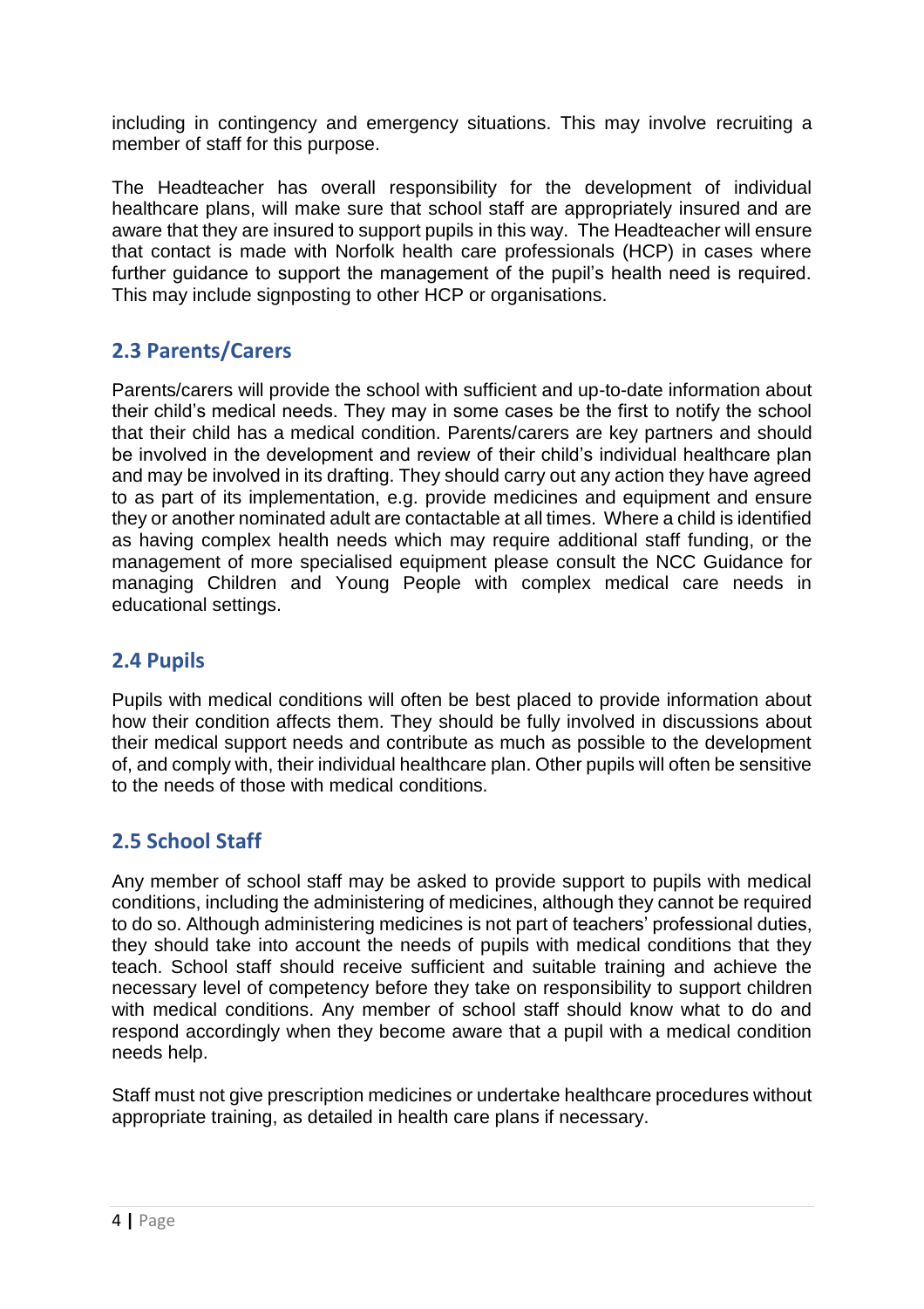including in contingency and emergency situations. This may involve recruiting a member of staff for this purpose.

The Headteacher has overall responsibility for the development of individual healthcare plans, will make sure that school staff are appropriately insured and are aware that they are insured to support pupils in this way. The Headteacher will ensure that contact is made with Norfolk health care professionals (HCP) in cases where further guidance to support the management of the pupil's health need is required. This may include signposting to other HCP or organisations.

## 2.3 Parents/Carers

Parents/carers will provide the school with sufficient and up-to-date information about their child's medical needs. They may in some cases be the first to notify the school that their child has a medical condition. Parents/carers are key partners and should be involved in the development and review of their child's individual healthcare plan and may be involved in its drafting. They should carry out any action they have agreed to as part of its implementation, e.g. provide medicines and equipment and ensure they or another nominated adult are contactable at all times. Where a child is identified as having complex health needs which may require additional staff funding, or the management of more specialised equipment please consult the NCC Guidance for managing Children and Young People with complex medical care needs in educational settings.

## 2.4 Pupils

Pupils with medical conditions will often be best placed to provide information about how their condition affects them. They should be fully involved in discussions about their medical support needs and contribute as much as possible to the development of, and comply with, their individual healthcare plan. Other pupils will often be sensitive to the needs of those with medical conditions.

## 2.5 School Staff

Any member of school staff may be asked to provide support to pupils with medical conditions, including the administering of medicines, although they cannot be required to do so. Although administering medicines is not part of teachers' professional duties, they should take into account the needs of pupils with medical conditions that they teach. School staff should receive sufficient and suitable training and achieve the necessary level of competency before they take on responsibility to support children with medical conditions. Any member of school staff should know what to do and respond accordingly when they become aware that a pupil with a medical condition needs help.

Staff must not give prescription medicines or undertake healthcare procedures without appropriate training, as detailed in health care plans if necessary.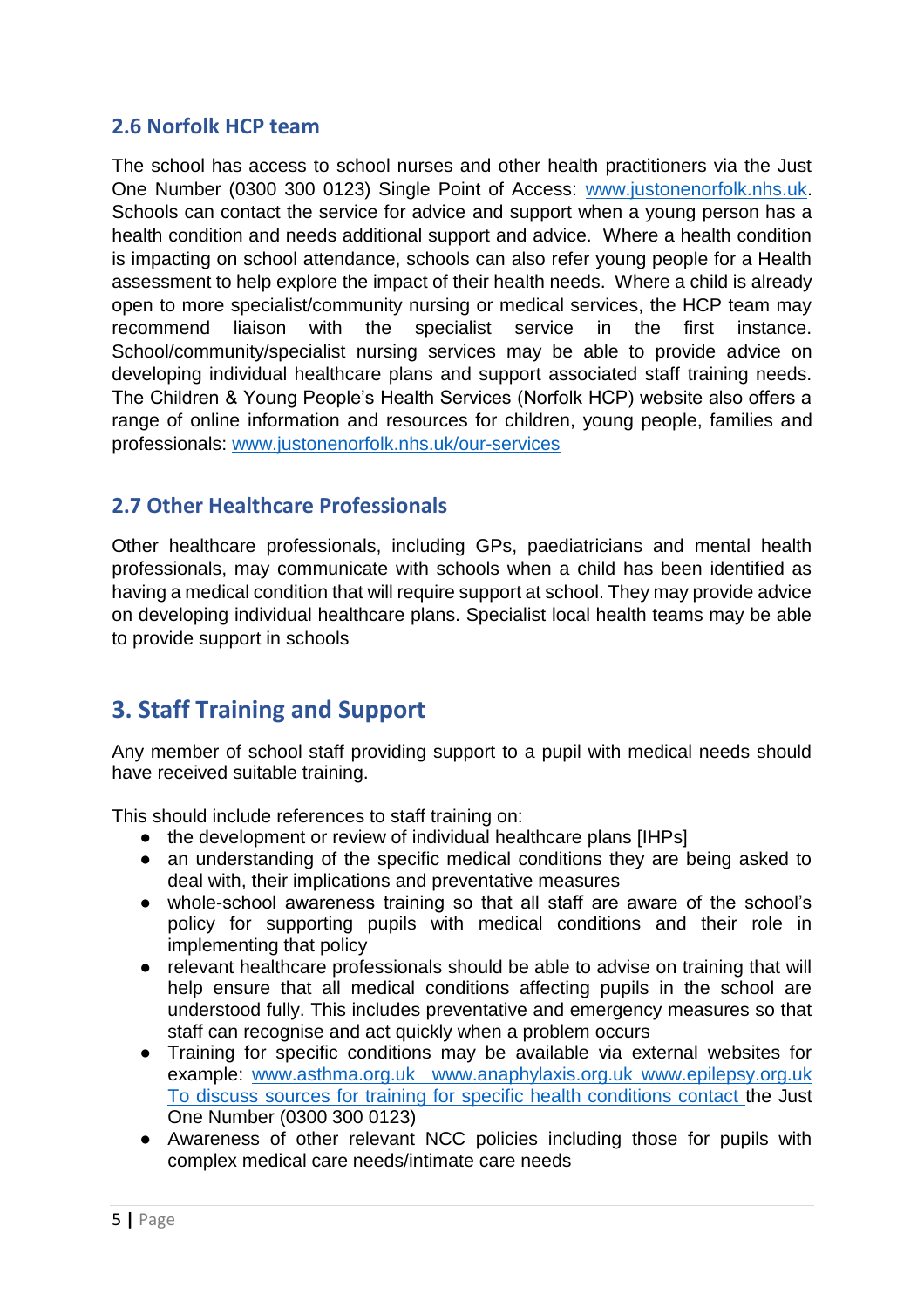## 2.6 Norfolk HCP team

The school has access to school nurses and other health practitioners via the Just One Number (0300 300 0123) Single Point of Access: [www.justonenorfolk.nhs.uk](http://www.justonenorfolk.nhs.uk). Schools can contact the service for advice and support when a young person has a health condition and needs additional support and advice. Where a health condition is impacting on school attendance, schools can also refer young people for a Health assessment to help explore the impact of their health needs. Where a child is already open to more specialist/community nursing or medical services, the HCP team may recommend liaison with the specialist service in the first instance. School/community/specialist nursing services may be able to provide advice on developing individual healthcare plans and support associated staff training needs. The Children & Young People's Health Services (Norfolk HCP) website also offers a range of online information and resources for children, young people, families and professionals: [www.justonenorfolk.nhs.uk/our-services](http://www.justonenorfolk.nhs.uk/our-services)

## 2.7 Other Healthcare Professionals

Other healthcare professionals, including GPs, paediatricians and mental health professionals, may communicate with schools when a child has been identified as having a medical condition that will require support at school. They may provide advice on developing individual healthcare plans. Specialist local health teams may be able to provide support in schools

# 3. Staff Training and Support

Any member of school staff providing support to a pupil with medical needs should have received suitable training.

This should include references to staff training on:

- the development or review of individual healthcare plans [IHPs]
- an understanding of the specific medical conditions they are being asked to deal with, their implications and preventative measures
- whole-school awareness training so that all staff are aware of the school's policy for supporting pupils with medical conditions and their role in implementing that policy
- relevant healthcare professionals should be able to advise on training that will help ensure that all medical conditions affecting pupils in the school are understood fully. This includes preventative and emergency measures so that staff can recognise and act quickly when a problem occurs
- Training for specific conditions may be available via external websites for example: [www.asthma.org.uk](http://www.asthma.org.uk) [www.anaphylaxis.org.uk](http://www.anaphylaxis.org.uk) [www.epilepsy.org.uk](http://www.epilepsy.org.uk) To discuss sources for training for specific health conditions contact the Just One Number (0300 300 0123)
- Awareness of other relevant NCC policies including those for pupils with complex medical care needs/intimate care needs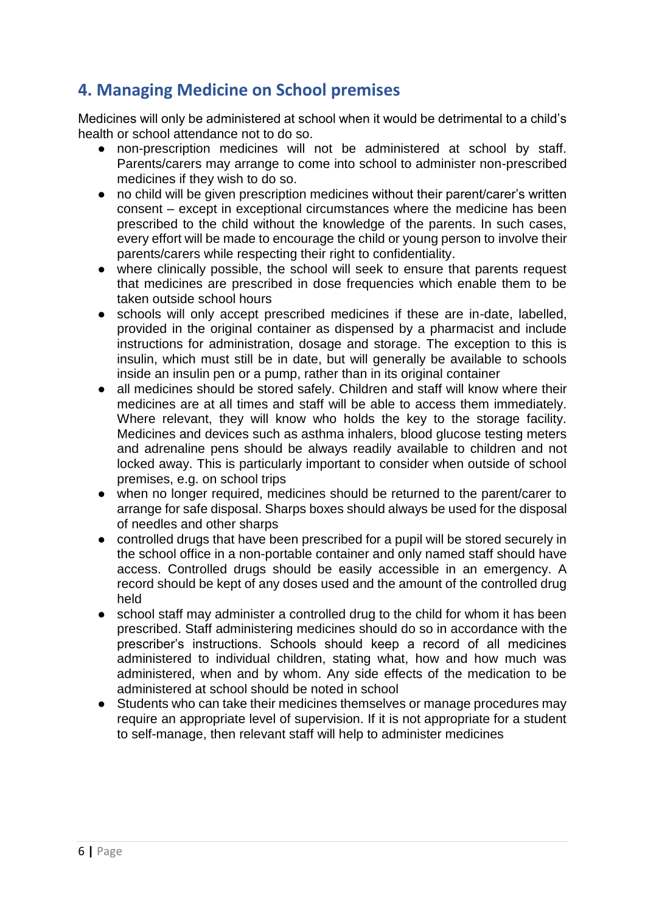## 4. Managing Medicine on School premises

Medicines will only be administered at school when it would be detrimental to a child's health or school attendance not to do so.

- non-prescription medicines will not be administered at school by staff. Parents/carers may arrange to come into school to administer non-prescribed medicines if they wish to do so.
- no child will be given prescription medicines without their parent/carer's written consent – except in exceptional circumstances where the medicine has been prescribed to the child without the knowledge of the parents. In such cases, every effort will be made to encourage the child or young person to involve their parents/carers while respecting their right to confidentiality.
- where clinically possible, the school will seek to ensure that parents request that medicines are prescribed in dose frequencies which enable them to be taken outside school hours
- schools will only accept prescribed medicines if these are in-date, labelled, provided in the original container as dispensed by a pharmacist and include instructions for administration, dosage and storage. The exception to this is insulin, which must still be in date, but will generally be available to schools inside an insulin pen or a pump, rather than in its original container
- all medicines should be stored safely. Children and staff will know where their medicines are at all times and staff will be able to access them immediately. Where relevant, they will know who holds the key to the storage facility. Medicines and devices such as asthma inhalers, blood glucose testing meters and adrenaline pens should be always readily available to children and not locked away. This is particularly important to consider when outside of school premises, e.g. on school trips
- when no longer required, medicines should be returned to the parent/carer to arrange for safe disposal. Sharps boxes should always be used for the disposal of needles and other sharps
- controlled drugs that have been prescribed for a pupil will be stored securely in the school office in a non-portable container and only named staff should have access. Controlled drugs should be easily accessible in an emergency. A record should be kept of any doses used and the amount of the controlled drug held
- school staff may administer a controlled drug to the child for whom it has been prescribed. Staff administering medicines should do so in accordance with the prescriber's instructions. Schools should keep a record of all medicines administered to individual children, stating what, how and how much was administered, when and by whom. Any side effects of the medication to be administered at school should be noted in school
- Students who can take their medicines themselves or manage procedures may require an appropriate level of supervision. If it is not appropriate for a student to self-manage, then relevant staff will help to administer medicines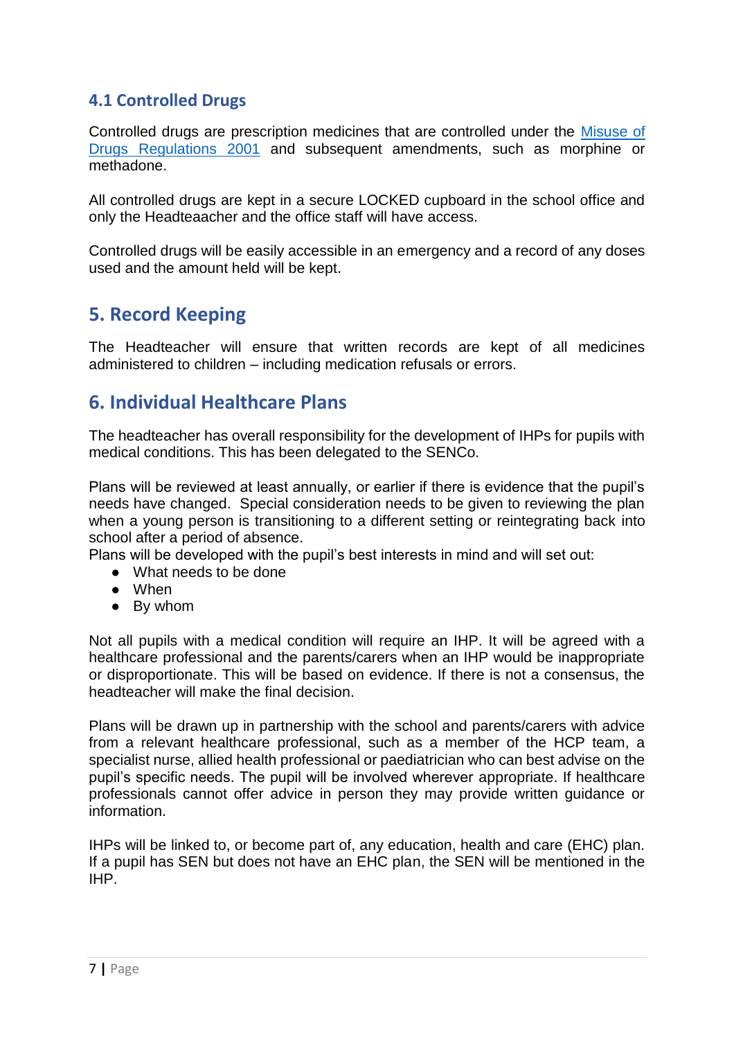### 4.1 Controlled Drugs

Controlled drugs are prescription medicines that are controlled under the [Misuse of Drugs Regulations 2001] and subsequent amendments, such as morphine or methadone.

All controlled drugs are kept in a secure LOCKED cupboard in the school office and only the Headteaacher and the office staff will have access.

Controlled drugs will be easily accessible in an emergency and a record of any doses used and the amount held will be kept.

## 5. Record Keeping

The Headteacher will ensure that written records are kept of all medicines administered to children – including medication refusals or errors.

## 6. Individual Healthcare Plans

The headteacher has overall responsibility for the development of IHPs for pupils with medical conditions. This has been delegated to the SENCo.

Plans will be reviewed at least annually, or earlier if there is evidence that the pupil's needs have changed. Special consideration needs to be given to reviewing the plan when a young person is transitioning to a different setting or reintegrating back into school after a period of absence.
Plans will be developed with the pupil's best interests in mind and will set out:

- What needs to be done
- When
- By whom

Not all pupils with a medical condition will require an IHP. It will be agreed with a healthcare professional and the parents/carers when an IHP would be inappropriate or disproportionate. This will be based on evidence. If there is not a consensus, the headteacher will make the final decision.

Plans will be drawn up in partnership with the school and parents/carers with advice from a relevant healthcare professional, such as a member of the HCP team, a specialist nurse, allied health professional or paediatrician who can best advise on the pupil's specific needs. The pupil will be involved wherever appropriate. If healthcare professionals cannot offer advice in person they may provide written guidance or information.

IHPs will be linked to, or become part of, any education, health and care (EHC) plan. If a pupil has SEN but does not have an EHC plan, the SEN will be mentioned in the IHP.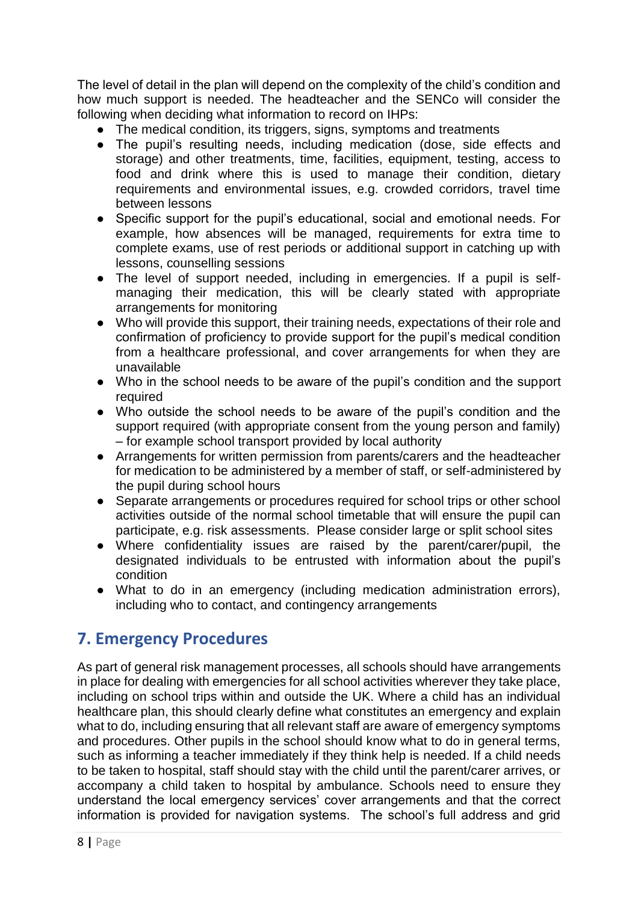The level of detail in the plan will depend on the complexity of the child's condition and how much support is needed. The headteacher and the SENCo will consider the following when deciding what information to record on IHPs:

- The medical condition, its triggers, signs, symptoms and treatments
- The pupil's resulting needs, including medication (dose, side effects and storage) and other treatments, time, facilities, equipment, testing, access to food and drink where this is used to manage their condition, dietary requirements and environmental issues, e.g. crowded corridors, travel time between lessons
- Specific support for the pupil's educational, social and emotional needs. For example, how absences will be managed, requirements for extra time to complete exams, use of rest periods or additional support in catching up with lessons, counselling sessions
- The level of support needed, including in emergencies. If a pupil is self-managing their medication, this will be clearly stated with appropriate arrangements for monitoring
- Who will provide this support, their training needs, expectations of their role and confirmation of proficiency to provide support for the pupil's medical condition from a healthcare professional, and cover arrangements for when they are unavailable
- Who in the school needs to be aware of the pupil's condition and the support required
- Who outside the school needs to be aware of the pupil's condition and the support required (with appropriate consent from the young person and family) – for example school transport provided by local authority
- Arrangements for written permission from parents/carers and the headteacher for medication to be administered by a member of staff, or self-administered by the pupil during school hours
- Separate arrangements or procedures required for school trips or other school activities outside of the normal school timetable that will ensure the pupil can participate, e.g. risk assessments. Please consider large or split school sites
- Where confidentiality issues are raised by the parent/carer/pupil, the designated individuals to be entrusted with information about the pupil's condition
- What to do in an emergency (including medication administration errors), including who to contact, and contingency arrangements

## 7. Emergency Procedures

As part of general risk management processes, all schools should have arrangements in place for dealing with emergencies for all school activities wherever they take place, including on school trips within and outside the UK. Where a child has an individual healthcare plan, this should clearly define what constitutes an emergency and explain what to do, including ensuring that all relevant staff are aware of emergency symptoms and procedures. Other pupils in the school should know what to do in general terms, such as informing a teacher immediately if they think help is needed. If a child needs to be taken to hospital, staff should stay with the child until the parent/carer arrives, or accompany a child taken to hospital by ambulance. Schools need to ensure they understand the local emergency services' cover arrangements and that the correct information is provided for navigation systems. The school's full address and grid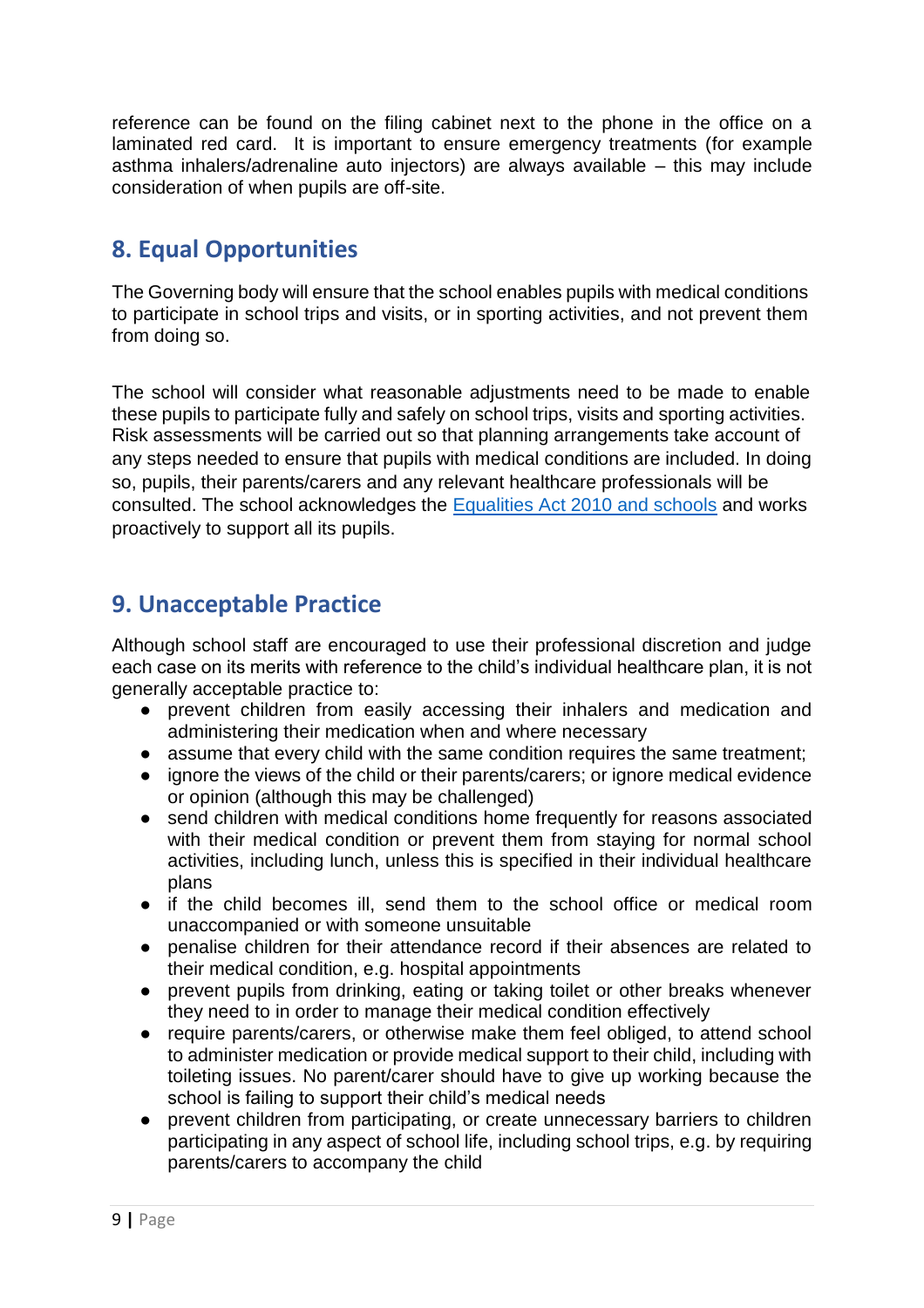reference can be found on the filing cabinet next to the phone in the office on a laminated red card. It is important to ensure emergency treatments (for example asthma inhalers/adrenaline auto injectors) are always available – this may include consideration of when pupils are off-site.

## 8. Equal Opportunities

The Governing body will ensure that the school enables pupils with medical conditions to participate in school trips and visits, or in sporting activities, and not prevent them from doing so.

The school will consider what reasonable adjustments need to be made to enable these pupils to participate fully and safely on school trips, visits and sporting activities. Risk assessments will be carried out so that planning arrangements take account of any steps needed to ensure that pupils with medical conditions are included. In doing so, pupils, their parents/carers and any relevant healthcare professionals will be consulted. The school acknowledges the [Equalities Act 2010 and schools] and works proactively to support all its pupils.

## 9. Unacceptable Practice

Although school staff are encouraged to use their professional discretion and judge each case on its merits with reference to the child's individual healthcare plan, it is not generally acceptable practice to:

- prevent children from easily accessing their inhalers and medication and administering their medication when and where necessary
- assume that every child with the same condition requires the same treatment;
- ignore the views of the child or their parents/carers; or ignore medical evidence or opinion (although this may be challenged)
- send children with medical conditions home frequently for reasons associated with their medical condition or prevent them from staying for normal school activities, including lunch, unless this is specified in their individual healthcare plans
- if the child becomes ill, send them to the school office or medical room unaccompanied or with someone unsuitable
- penalise children for their attendance record if their absences are related to their medical condition, e.g. hospital appointments
- prevent pupils from drinking, eating or taking toilet or other breaks whenever they need to in order to manage their medical condition effectively
- require parents/carers, or otherwise make them feel obliged, to attend school to administer medication or provide medical support to their child, including with toileting issues. No parent/carer should have to give up working because the school is failing to support their child's medical needs
- prevent children from participating, or create unnecessary barriers to children participating in any aspect of school life, including school trips, e.g. by requiring parents/carers to accompany the child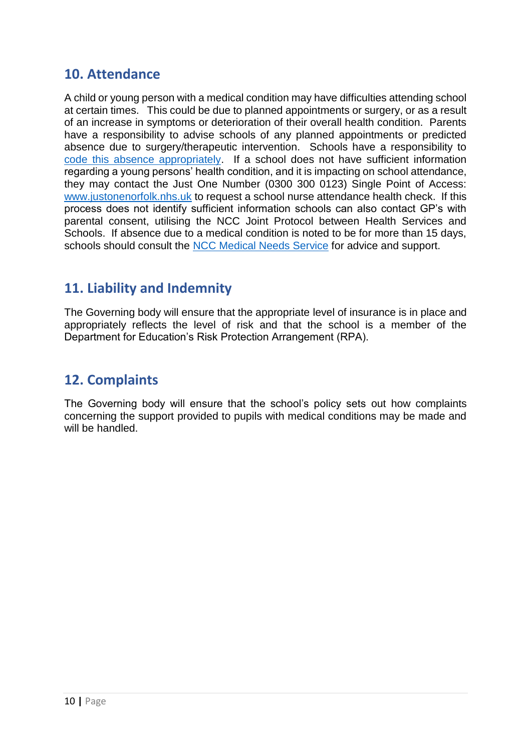## 10. Attendance

A child or young person with a medical condition may have difficulties attending school at certain times. This could be due to planned appointments or surgery, or as a result of an increase in symptoms or deterioration of their overall health condition. Parents have a responsibility to advise schools of any planned appointments or predicted absence due to surgery/therapeutic intervention. Schools have a responsibility to code this absence appropriately. If a school does not have sufficient information regarding a young persons' health condition, and it is impacting on school attendance, they may contact the Just One Number (0300 300 0123) Single Point of Access: www.justonenorfolk.nhs.uk to request a school nurse attendance health check. If this process does not identify sufficient information schools can also contact GP's with parental consent, utilising the NCC Joint Protocol between Health Services and Schools. If absence due to a medical condition is noted to be for more than 15 days, schools should consult the NCC Medical Needs Service for advice and support.

## 11. Liability and Indemnity

The Governing body will ensure that the appropriate level of insurance is in place and appropriately reflects the level of risk and that the school is a member of the Department for Education's Risk Protection Arrangement (RPA).

## 12. Complaints

The Governing body will ensure that the school's policy sets out how complaints concerning the support provided to pupils with medical conditions may be made and will be handled.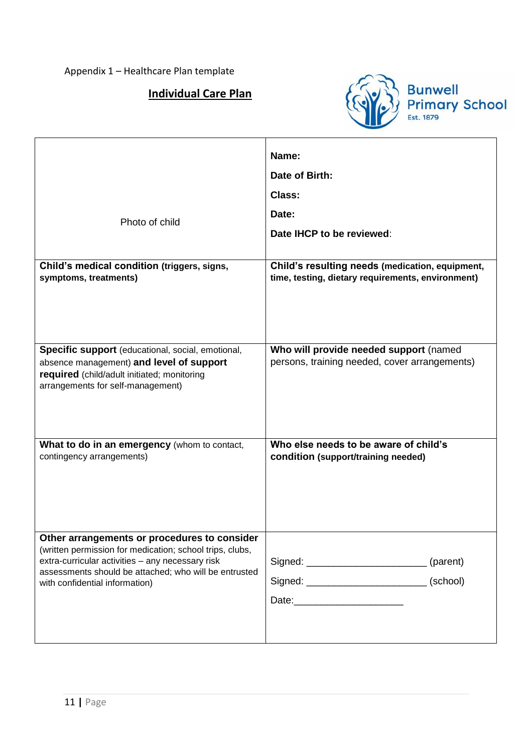Appendix 1 – Healthcare Plan template

## Individual Care Plan

Bunwell Primary School
Est. 1879

| | |
|---|---|
| Photo of child | **Name:**<br>**Date of Birth:**<br>**Class:**<br>**Date:**<br>**Date IHCP to be reviewed**: |
| **Child's medical condition (triggers, signs, symptoms, treatments)** | **Child's resulting needs (medication, equipment, time, testing, dietary requirements, environment)** |
| **Specific support** (educational, social, emotional, absence management) **and level of support required** (child/adult initiated; monitoring arrangements for self-management) | **Who will provide needed support** (named persons, training needed, cover arrangements) |
| **What to do in an emergency** (whom to contact, contingency arrangements) | **Who else needs to be aware of child's condition (support/training needed)** |
| **Other arrangements or procedures to consider** (written permission for medication; school trips, clubs, extra-curricular activities – any necessary risk assessments should be attached; who will be entrusted with confidential information) | Signed: ______________________ (parent)<br>Signed: ______________________ (school)<br>Date:____________________ |